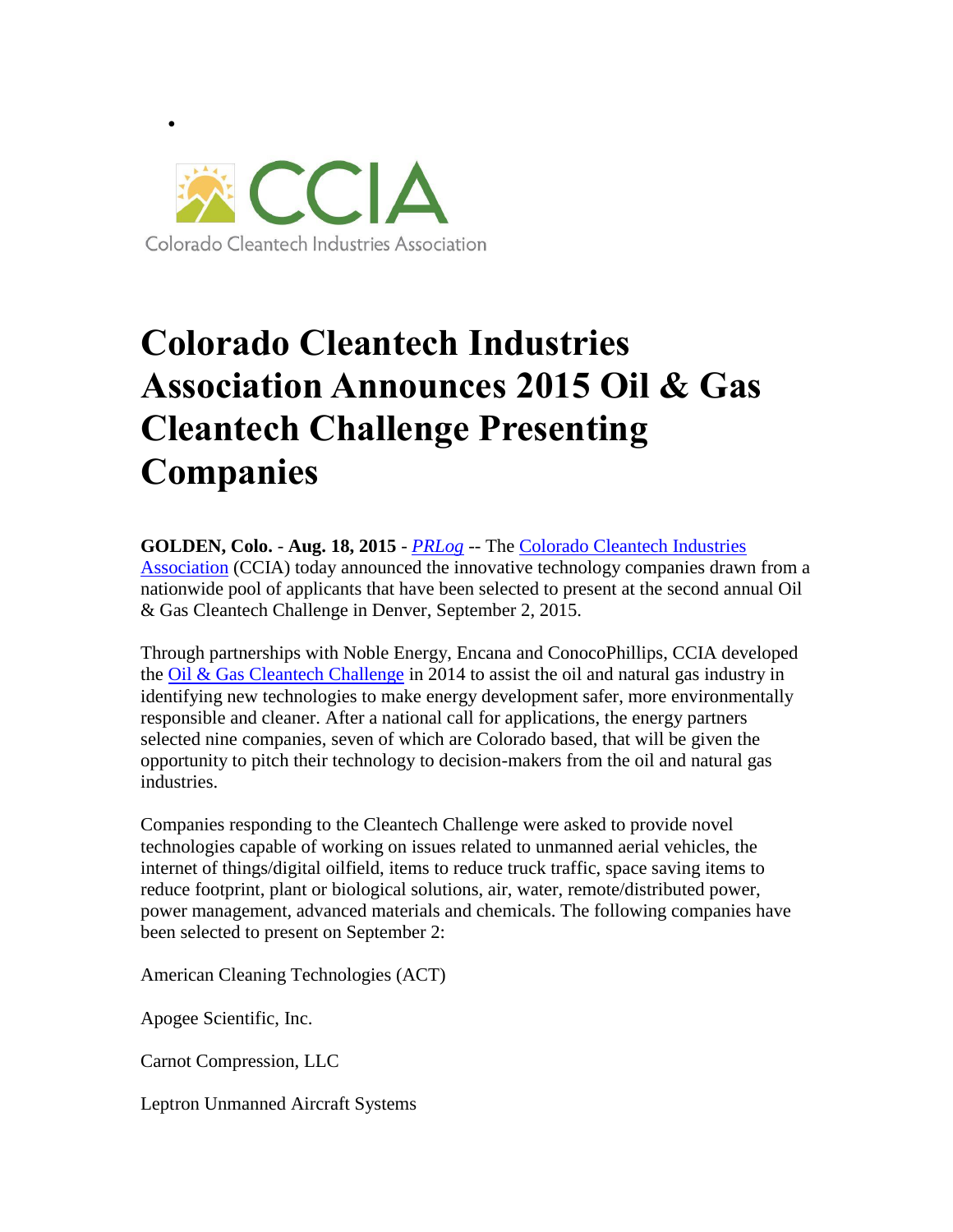•

CCIA

Colorado Cleantech Industries Association

# Colorado Cleantech Industries Association Announces 2015 Oil & Gas Cleantech Challenge Presenting Companies

**GOLDEN, Colo.** - **Aug. 18, 2015** - *PRLog* -- The Colorado Cleantech Industries Association (CCIA) today announced the innovative technology companies drawn from a nationwide pool of applicants that have been selected to present at the second annual Oil & Gas Cleantech Challenge in Denver, September 2, 2015.

Through partnerships with Noble Energy, Encana and ConocoPhillips, CCIA developed the Oil & Gas Cleantech Challenge in 2014 to assist the oil and natural gas industry in identifying new technologies to make energy development safer, more environmentally responsible and cleaner. After a national call for applications, the energy partners selected nine companies, seven of which are Colorado based, that will be given the opportunity to pitch their technology to decision-makers from the oil and natural gas industries.

Companies responding to the Cleantech Challenge were asked to provide novel technologies capable of working on issues related to unmanned aerial vehicles, the internet of things/digital oilfield, items to reduce truck traffic, space saving items to reduce footprint, plant or biological solutions, air, water, remote/distributed power, power management, advanced materials and chemicals. The following companies have been selected to present on September 2:

American Cleaning Technologies (ACT)

Apogee Scientific, Inc.

Carnot Compression, LLC

Leptron Unmanned Aircraft Systems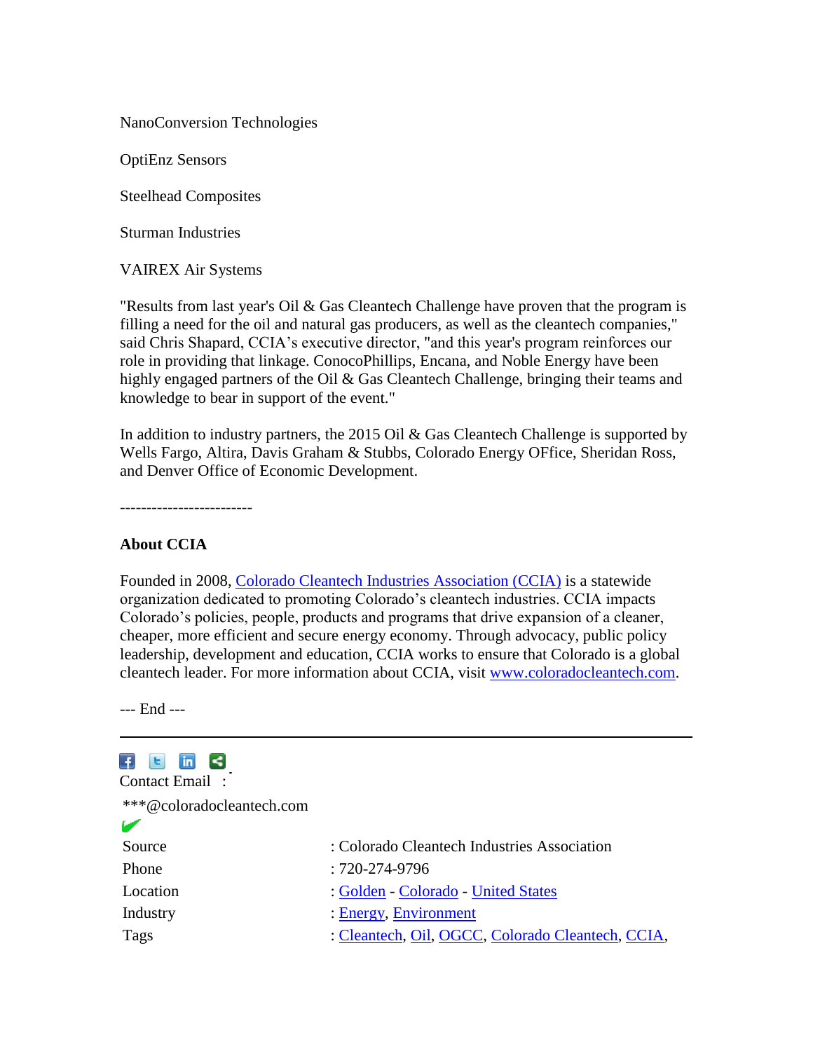NanoConversion Technologies

OptiEnz Sensors

Steelhead Composites

Sturman Industries

VAIREX Air Systems

"Results from last year's Oil & Gas Cleantech Challenge have proven that the program is filling a need for the oil and natural gas producers, as well as the cleantech companies," said Chris Shapard, CCIA's executive director, "and this year's program reinforces our role in providing that linkage. ConocoPhillips, Encana, and Noble Energy have been highly engaged partners of the Oil & Gas Cleantech Challenge, bringing their teams and knowledge to bear in support of the event."

In addition to industry partners, the 2015 Oil & Gas Cleantech Challenge is supported by Wells Fargo, Altira, Davis Graham & Stubbs, Colorado Energy OFfice, Sheridan Ross, and Denver Office of Economic Development.

------------------------

**About CCIA**

Founded in 2008, Colorado Cleantech Industries Association (CCIA) is a statewide organization dedicated to promoting Colorado's cleantech industries. CCIA impacts Colorado's policies, people, products and programs that drive expansion of a cleaner, cheaper, more efficient and secure energy economy. Through advocacy, public policy leadership, development and education, CCIA works to ensure that Colorado is a global cleantech leader. For more information about CCIA, visit www.coloradocleantech.com.

--- End ---

---

Contact Email :

***@coloradocleantech.com

| | |
|---|---|
| Source | : Colorado Cleantech Industries Association |
| Phone | : 720-274-9796 |
| Location | : Golden - Colorado - United States |
| Industry | : Energy, Environment |
| Tags | : Cleantech, Oil, OGCC, Colorado Cleantech, CCIA, |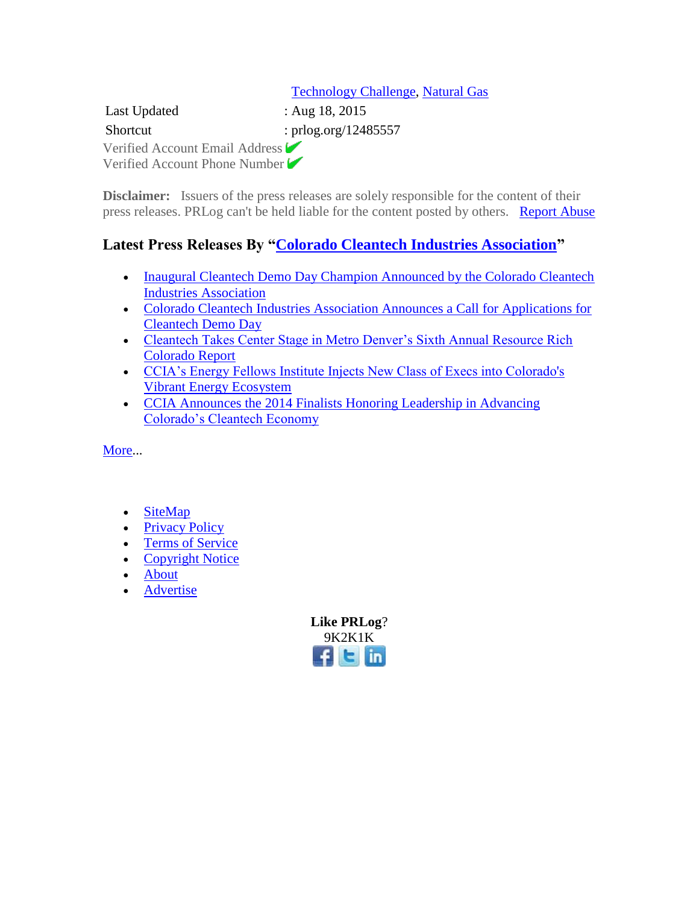Technology Challenge, Natural Gas

| | |
|---|---|
| Last Updated | : Aug 18, 2015 |
| Shortcut | : prlog.org/12485557 |

Verified Account Email Address ✔
Verified Account Phone Number ✔

**Disclaimer:** Issuers of the press releases are solely responsible for the content of their press releases. PRLog can't be held liable for the content posted by others. Report Abuse

### Latest Press Releases By "Colorado Cleantech Industries Association"

- Inaugural Cleantech Demo Day Champion Announced by the Colorado Cleantech Industries Association
- Colorado Cleantech Industries Association Announces a Call for Applications for Cleantech Demo Day
- Cleantech Takes Center Stage in Metro Denver's Sixth Annual Resource Rich Colorado Report
- CCIA's Energy Fellows Institute Injects New Class of Execs into Colorado's Vibrant Energy Ecosystem
- CCIA Announces the 2014 Finalists Honoring Leadership in Advancing Colorado's Cleantech Economy

More...

- SiteMap
- Privacy Policy
- Terms of Service
- Copyright Notice
- About
- Advertise

**Like PRLog?**
9K2K1K